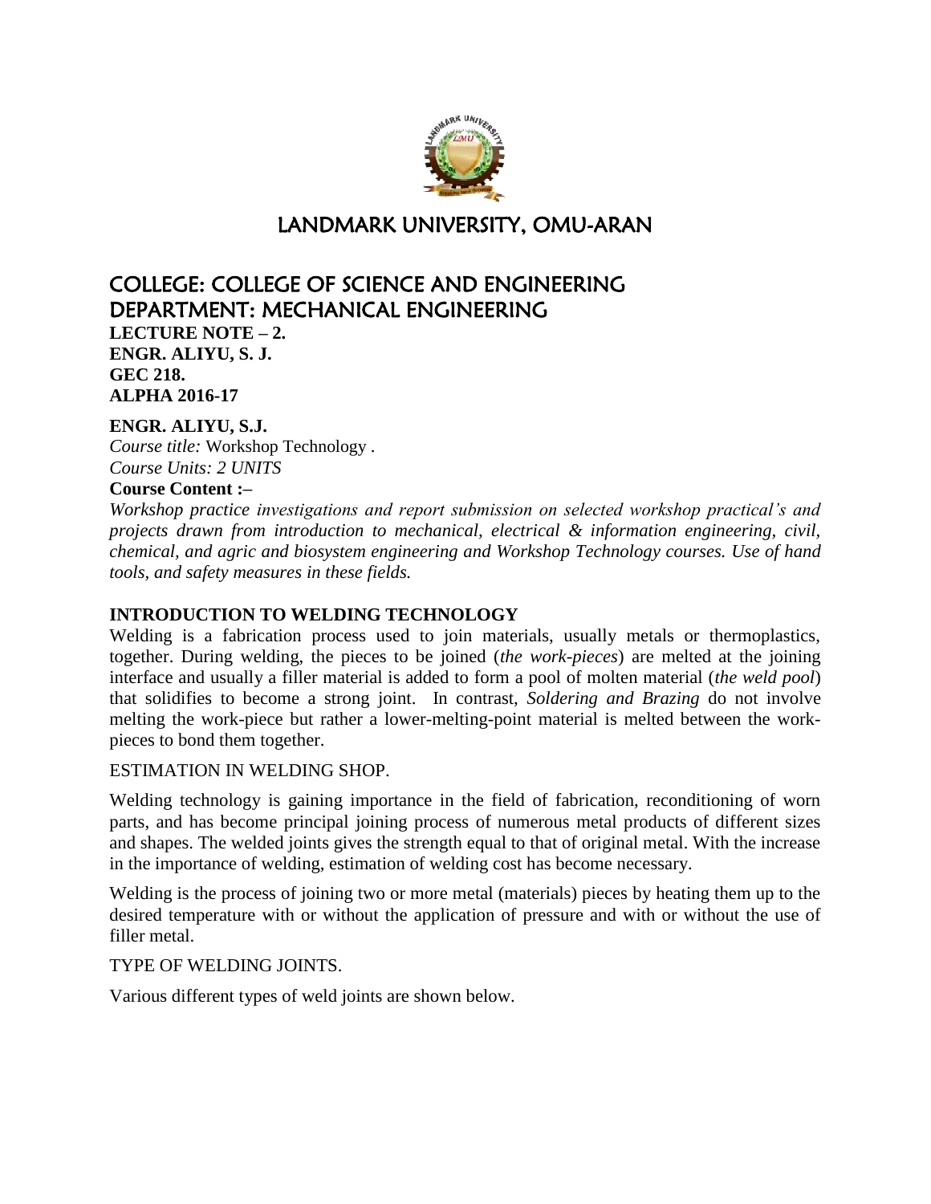# LANDMARK UNIVERSITY, OMU-ARAN

## COLLEGE: COLLEGE OF SCIENCE AND ENGINEERING
## DEPARTMENT: MECHANICAL ENGINEERING

**LECTURE NOTE – 2.**
**ENGR. ALIYU, S. J.**
**GEC 218.**
**ALPHA 2016-17**

**ENGR. ALIYU, S.J.**
*Course title:* Workshop Technology .
*Course Units: 2 UNITS*
**Course Content :–**
*Workshop practice investigations and report submission on selected workshop practical's and projects drawn from introduction to mechanical, electrical & information engineering, civil, chemical, and agric and biosystem engineering and Workshop Technology courses. Use of hand tools, and safety measures in these fields.*

### INTRODUCTION TO WELDING TECHNOLOGY

Welding is a fabrication process used to join materials, usually metals or thermoplastics, together. During welding, the pieces to be joined (*the work-pieces*) are melted at the joining interface and usually a filler material is added to form a pool of molten material (*the weld pool*) that solidifies to become a strong joint. In contrast, *Soldering and Brazing* do not involve melting the work-piece but rather a lower-melting-point material is melted between the work-pieces to bond them together.

ESTIMATION IN WELDING SHOP.

Welding technology is gaining importance in the field of fabrication, reconditioning of worn parts, and has become principal joining process of numerous metal products of different sizes and shapes. The welded joints gives the strength equal to that of original metal. With the increase in the importance of welding, estimation of welding cost has become necessary.

Welding is the process of joining two or more metal (materials) pieces by heating them up to the desired temperature with or without the application of pressure and with or without the use of filler metal.

TYPE OF WELDING JOINTS.

Various different types of weld joints are shown below.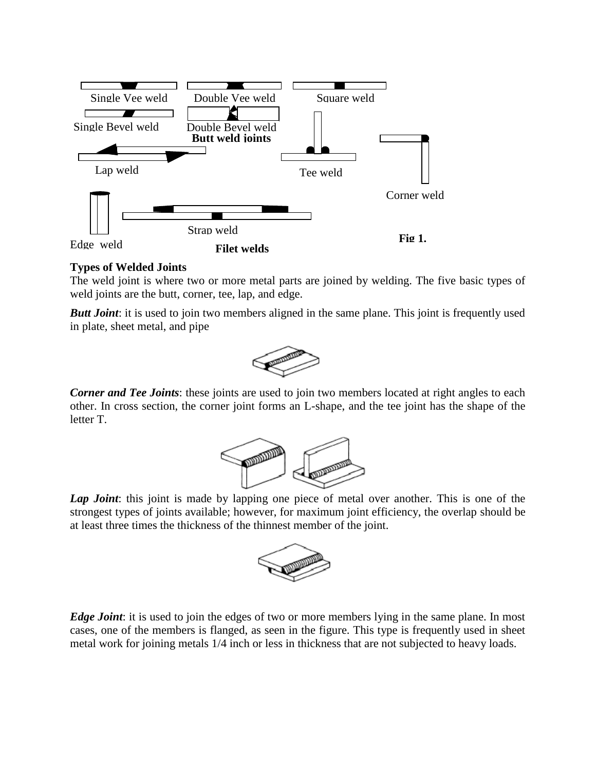Single Vee weld Double Vee weld Square weld

Single Bevel weld Double Bevel weld

**Butt weld joints**

Lap weld Tee weld Corner weld

Strap weld

Edge weld **Filet welds**

**Fig 1.**

**Types of Welded Joints**

The weld joint is where two or more metal parts are joined by welding. The five basic types of weld joints are the butt, corner, tee, lap, and edge.

***Butt Joint***: it is used to join two members aligned in the same plane. This joint is frequently used in plate, sheet metal, and pipe

***Corner and Tee Joints***: these joints are used to join two members located at right angles to each other. In cross section, the corner joint forms an L-shape, and the tee joint has the shape of the letter T.

***Lap Joint***: this joint is made by lapping one piece of metal over another. This is one of the strongest types of joints available; however, for maximum joint efficiency, the overlap should be at least three times the thickness of the thinnest member of the joint.

***Edge Joint***: it is used to join the edges of two or more members lying in the same plane. In most cases, one of the members is flanged, as seen in the figure. This type is frequently used in sheet metal work for joining metals 1/4 inch or less in thickness that are not subjected to heavy loads.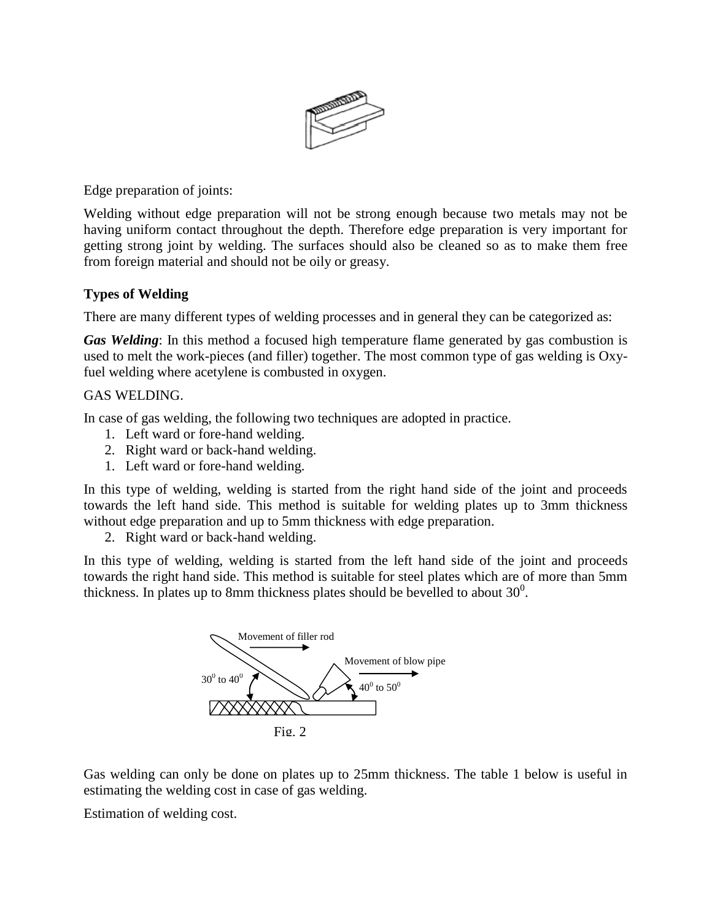Edge preparation of joints:

Welding without edge preparation will not be strong enough because two metals may not be having uniform contact throughout the depth. Therefore edge preparation is very important for getting strong joint by welding. The surfaces should also be cleaned so as to make them free from foreign material and should not be oily or greasy.

**Types of Welding**

There are many different types of welding processes and in general they can be categorized as:

***Gas Welding***: In this method a focused high temperature flame generated by gas combustion is used to melt the work-pieces (and filler) together. The most common type of gas welding is Oxy-fuel welding where acetylene is combusted in oxygen.

GAS WELDING.

In case of gas welding, the following two techniques are adopted in practice.

1. Left ward or fore-hand welding.
2. Right ward or back-hand welding.

1. Left ward or fore-hand welding.

In this type of welding, welding is started from the right hand side of the joint and proceeds towards the left hand side. This method is suitable for welding plates up to 3mm thickness without edge preparation and up to 5mm thickness with edge preparation.

2. Right ward or back-hand welding.

In this type of welding, welding is started from the left hand side of the joint and proceeds towards the right hand side. This method is suitable for steel plates which are of more than 5mm thickness. In plates up to 8mm thickness plates should be bevelled to about $30^0$.

Movement of filler rod

Movement of blow pipe

$30^0$ to $40^0$

$40^0$ to $50^0$

Fig. 2

Gas welding can only be done on plates up to 25mm thickness. The table 1 below is useful in estimating the welding cost in case of gas welding.

Estimation of welding cost.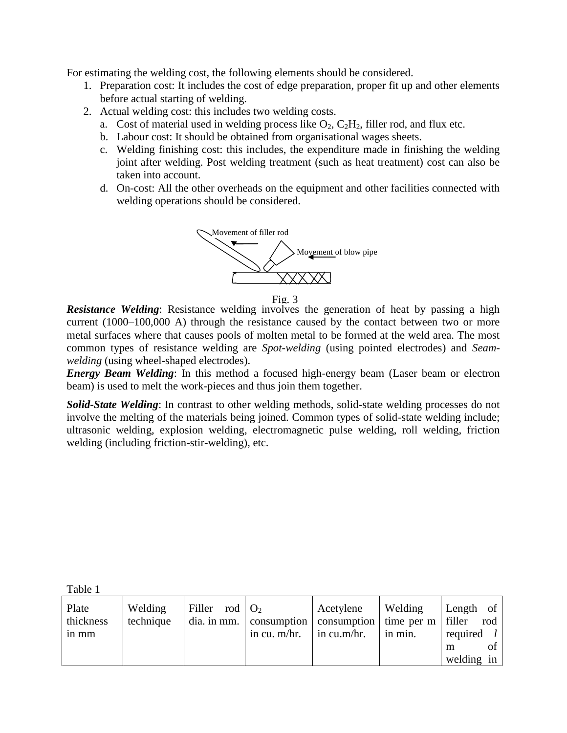For estimating the welding cost, the following elements should be considered.

1. Preparation cost: It includes the cost of edge preparation, proper fit up and other elements before actual starting of welding.
2. Actual welding cost: this includes two welding costs.
   a. Cost of material used in welding process like $O_2$, $C_2H_2$, filler rod, and flux etc.
   b. Labour cost: It should be obtained from organisational wages sheets.
   c. Welding finishing cost: this includes, the expenditure made in finishing the welding joint after welding. Post welding treatment (such as heat treatment) cost can also be taken into account.
   d. On-cost: All the other overheads on the equipment and other facilities connected with welding operations should be considered.

Movement of filler rod

Movement of blow pipe

Fig. 3

***Resistance Welding***: Resistance welding involves the generation of heat by passing a high current (1000–100,000 A) through the resistance caused by the contact between two or more metal surfaces where that causes pools of molten metal to be formed at the weld area. The most common types of resistance welding are *Spot-welding* (using pointed electrodes) and *Seam-welding* (using wheel-shaped electrodes).

***Energy Beam Welding***: In this method a focused high-energy beam (Laser beam or electron beam) is used to melt the work-pieces and thus join them together.

***Solid-State Welding***: In contrast to other welding methods, solid-state welding processes do not involve the melting of the materials being joined. Common types of solid-state welding include; ultrasonic welding, explosion welding, electromagnetic pulse welding, roll welding, friction welding (including friction-stir-welding), etc.

Table 1

| Plate thickness in mm | Welding technique | Filler rod dia. in mm. | $O_2$ consumption in cu. m/hr. | Acetylene consumption in cu.m/hr. | Welding time per m in min. | Length of filler rod required *l* m of welding in |
|---|---|---|---|---|---|---|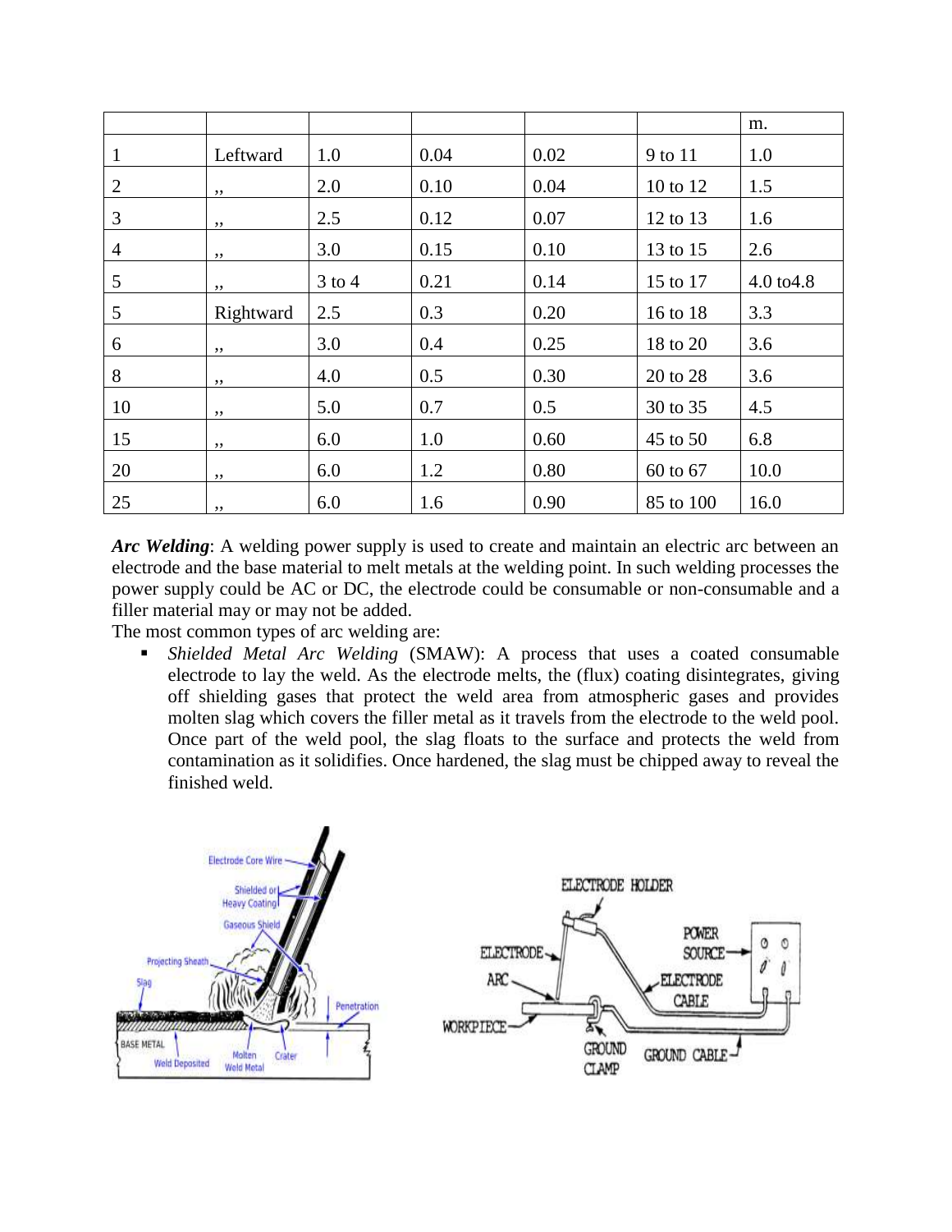|  |  |  |  |  |  | m. |
|---|---|---|---|---|---|---|
| 1 | Leftward | 1.0 | 0.04 | 0.02 | 9 to 11 | 1.0 |
| 2 | ,, | 2.0 | 0.10 | 0.04 | 10 to 12 | 1.5 |
| 3 | ,, | 2.5 | 0.12 | 0.07 | 12 to 13 | 1.6 |
| 4 | ,, | 3.0 | 0.15 | 0.10 | 13 to 15 | 2.6 |
| 5 | ,, | 3 to 4 | 0.21 | 0.14 | 15 to 17 | 4.0 to4.8 |
| 5 | Rightward | 2.5 | 0.3 | 0.20 | 16 to 18 | 3.3 |
| 6 | ,, | 3.0 | 0.4 | 0.25 | 18 to 20 | 3.6 |
| 8 | ,, | 4.0 | 0.5 | 0.30 | 20 to 28 | 3.6 |
| 10 | ,, | 5.0 | 0.7 | 0.5 | 30 to 35 | 4.5 |
| 15 | ,, | 6.0 | 1.0 | 0.60 | 45 to 50 | 6.8 |
| 20 | ,, | 6.0 | 1.2 | 0.80 | 60 to 67 | 10.0 |
| 25 | ,, | 6.0 | 1.6 | 0.90 | 85 to 100 | 16.0 |

***Arc Welding***: A welding power supply is used to create and maintain an electric arc between an electrode and the base material to melt metals at the welding point. In such welding processes the power supply could be AC or DC, the electrode could be consumable or non-consumable and a filler material may or may not be added.

The most common types of arc welding are:

- *Shielded Metal Arc Welding* (SMAW): A process that uses a coated consumable electrode to lay the weld. As the electrode melts, the (flux) coating disintegrates, giving off shielding gases that protect the weld area from atmospheric gases and provides molten slag which covers the filler metal as it travels from the electrode to the weld pool. Once part of the weld pool, the slag floats to the surface and protects the weld from contamination as it solidifies. Once hardened, the slag must be chipped away to reveal the finished weld.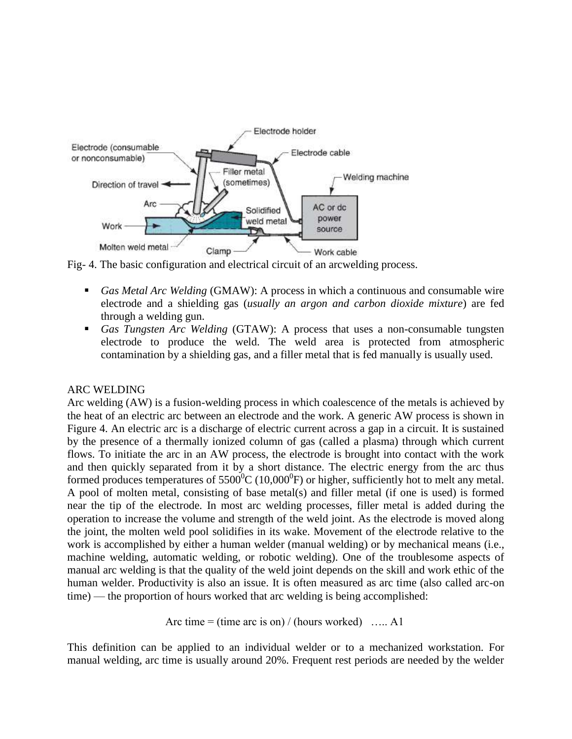Fig- 4. The basic configuration and electrical circuit of an arcwelding process.

- *Gas Metal Arc Welding* (GMAW): A process in which a continuous and consumable wire electrode and a shielding gas (*usually an argon and carbon dioxide mixture*) are fed through a welding gun.
- *Gas Tungsten Arc Welding* (GTAW): A process that uses a non-consumable tungsten electrode to produce the weld. The weld area is protected from atmospheric contamination by a shielding gas, and a filler metal that is fed manually is usually used.

ARC WELDING

Arc welding (AW) is a fusion-welding process in which coalescence of the metals is achieved by the heat of an electric arc between an electrode and the work. A generic AW process is shown in Figure 4. An electric arc is a discharge of electric current across a gap in a circuit. It is sustained by the presence of a thermally ionized column of gas (called a plasma) through which current flows. To initiate the arc in an AW process, the electrode is brought into contact with the work and then quickly separated from it by a short distance. The electric energy from the arc thus formed produces temperatures of $5500^0$C ($10{,}000^0$F) or higher, sufficiently hot to melt any metal. A pool of molten metal, consisting of base metal(s) and filler metal (if one is used) is formed near the tip of the electrode. In most arc welding processes, filler metal is added during the operation to increase the volume and strength of the weld joint. As the electrode is moved along the joint, the molten weld pool solidifies in its wake. Movement of the electrode relative to the work is accomplished by either a human welder (manual welding) or by mechanical means (i.e., machine welding, automatic welding, or robotic welding). One of the troublesome aspects of manual arc welding is that the quality of the weld joint depends on the skill and work ethic of the human welder. Productivity is also an issue. It is often measured as arc time (also called arc-on time) — the proportion of hours worked that arc welding is being accomplished:

Arc time = (time arc is on) / (hours worked) ….. A1

This definition can be applied to an individual welder or to a mechanized workstation. For manual welding, arc time is usually around 20%. Frequent rest periods are needed by the welder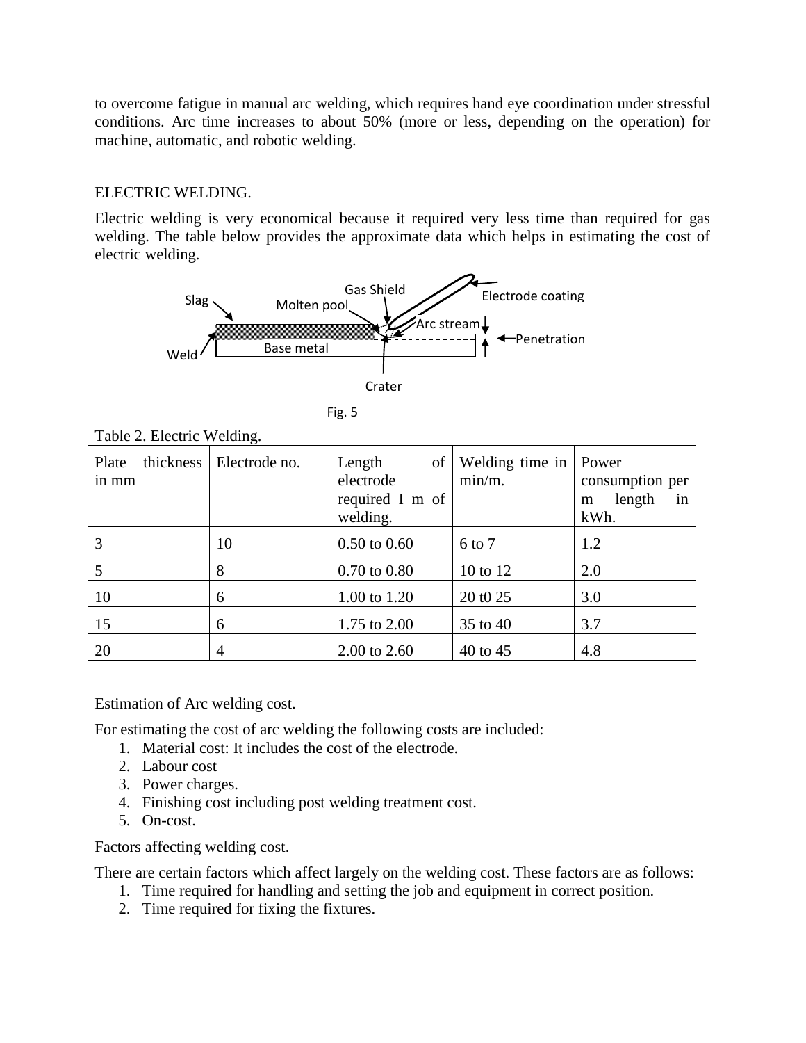to overcome fatigue in manual arc welding, which requires hand eye coordination under stressful conditions. Arc time increases to about 50% (more or less, depending on the operation) for machine, automatic, and robotic welding.

ELECTRIC WELDING.

Electric welding is very economical because it required very less time than required for gas welding. The table below provides the approximate data which helps in estimating the cost of electric welding.

Slag | Gas Shield | Molten pool | Electrode coating | Arc stream | Penetration | Weld | Base metal | Crater

Fig. 5

Table 2. Electric Welding.

| Plate thickness in mm | Electrode no. | Length of electrode required I m of welding. | Welding time in min/m. | Power consumption per m length in kWh. |
|---|---|---|---|---|
| 3 | 10 | 0.50 to 0.60 | 6 to 7 | 1.2 |
| 5 | 8 | 0.70 to 0.80 | 10 to 12 | 2.0 |
| 10 | 6 | 1.00 to 1.20 | 20 t0 25 | 3.0 |
| 15 | 6 | 1.75 to 2.00 | 35 to 40 | 3.7 |
| 20 | 4 | 2.00 to 2.60 | 40 to 45 | 4.8 |

Estimation of Arc welding cost.

For estimating the cost of arc welding the following costs are included:

1. Material cost: It includes the cost of the electrode.
2. Labour cost
3. Power charges.
4. Finishing cost including post welding treatment cost.
5. On-cost.

Factors affecting welding cost.

There are certain factors which affect largely on the welding cost. These factors are as follows:

1. Time required for handling and setting the job and equipment in correct position.
2. Time required for fixing the fixtures.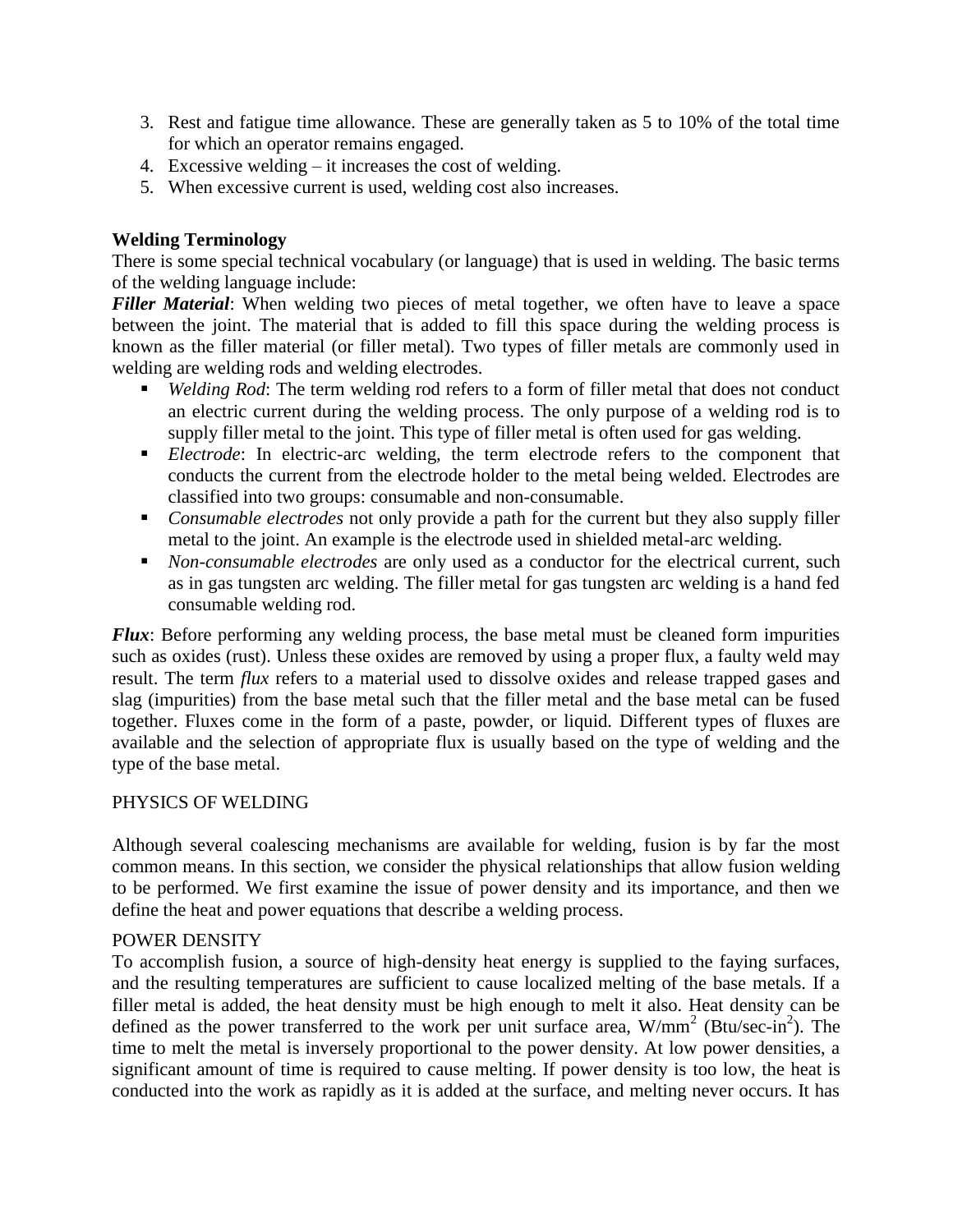3. Rest and fatigue time allowance. These are generally taken as 5 to 10% of the total time for which an operator remains engaged.
4. Excessive welding – it increases the cost of welding.
5. When excessive current is used, welding cost also increases.

**Welding Terminology**

There is some special technical vocabulary (or language) that is used in welding. The basic terms of the welding language include:

***Filler Material***: When welding two pieces of metal together, we often have to leave a space between the joint. The material that is added to fill this space during the welding process is known as the filler material (or filler metal). Two types of filler metals are commonly used in welding are welding rods and welding electrodes.

- *Welding Rod*: The term welding rod refers to a form of filler metal that does not conduct an electric current during the welding process. The only purpose of a welding rod is to supply filler metal to the joint. This type of filler metal is often used for gas welding.
- *Electrode*: In electric-arc welding, the term electrode refers to the component that conducts the current from the electrode holder to the metal being welded. Electrodes are classified into two groups: consumable and non-consumable.
- *Consumable electrodes* not only provide a path for the current but they also supply filler metal to the joint. An example is the electrode used in shielded metal-arc welding.
- *Non-consumable electrodes* are only used as a conductor for the electrical current, such as in gas tungsten arc welding. The filler metal for gas tungsten arc welding is a hand fed consumable welding rod.

***Flux***: Before performing any welding process, the base metal must be cleaned form impurities such as oxides (rust). Unless these oxides are removed by using a proper flux, a faulty weld may result. The term *flux* refers to a material used to dissolve oxides and release trapped gases and slag (impurities) from the base metal such that the filler metal and the base metal can be fused together. Fluxes come in the form of a paste, powder, or liquid. Different types of fluxes are available and the selection of appropriate flux is usually based on the type of welding and the type of the base metal.

## PHYSICS OF WELDING

Although several coalescing mechanisms are available for welding, fusion is by far the most common means. In this section, we consider the physical relationships that allow fusion welding to be performed. We first examine the issue of power density and its importance, and then we define the heat and power equations that describe a welding process.

### POWER DENSITY

To accomplish fusion, a source of high-density heat energy is supplied to the faying surfaces, and the resulting temperatures are sufficient to cause localized melting of the base metals. If a filler metal is added, the heat density must be high enough to melt it also. Heat density can be defined as the power transferred to the work per unit surface area, $W/mm^2$ ($Btu/sec\text{-}in^2$). The time to melt the metal is inversely proportional to the power density. At low power densities, a significant amount of time is required to cause melting. If power density is too low, the heat is conducted into the work as rapidly as it is added at the surface, and melting never occurs. It has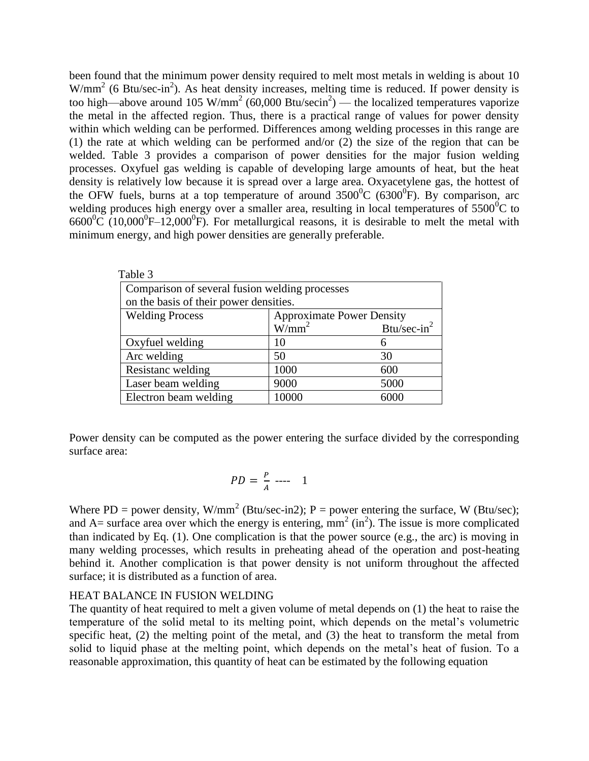been found that the minimum power density required to melt most metals in welding is about 10 $W/mm^2$ (6 $Btu/sec\text{-}in^2$). As heat density increases, melting time is reduced. If power density is too high—above around 105 $W/mm^2$ (60,000 $Btu/secin^2$) — the localized temperatures vaporize the metal in the affected region. Thus, there is a practical range of values for power density within which welding can be performed. Differences among welding processes in this range are (1) the rate at which welding can be performed and/or (2) the size of the region that can be welded. Table 3 provides a comparison of power densities for the major fusion welding processes. Oxyfuel gas welding is capable of developing large amounts of heat, but the heat density is relatively low because it is spread over a large area. Oxyacetylene gas, the hottest of the OFW fuels, burns at a top temperature of around $3500^0C$ ($6300^0F$). By comparison, arc welding produces high energy over a smaller area, resulting in local temperatures of $5500^0C$ to $6600^0C$ ($10{,}000^0F$–$12{,}000^0F$). For metallurgical reasons, it is desirable to melt the metal with minimum energy, and high power densities are generally preferable.

Table 3

| Comparison of several fusion welding processes on the basis of their power densities. | | |
|---|---|---|
| Welding Process | Approximate Power Density | |
| | $W/mm^2$ | $Btu/sec\text{-}in^2$ |
| Oxyfuel welding | 10 | 6 |
| Arc welding | 50 | 30 |
| Resistanc welding | 1000 | 600 |
| Laser beam welding | 9000 | 5000 |
| Electron beam welding | 10000 | 6000 |

Power density can be computed as the power entering the surface divided by the corresponding surface area:

$$PD = \frac{P}{A} \text{ ---- } 1$$

Where PD = power density, $W/mm^2$ (Btu/sec-in2); P = power entering the surface, W (Btu/sec); and A= surface area over which the energy is entering, $mm^2$ ($in^2$). The issue is more complicated than indicated by Eq. (1). One complication is that the power source (e.g., the arc) is moving in many welding processes, which results in preheating ahead of the operation and post-heating behind it. Another complication is that power density is not uniform throughout the affected surface; it is distributed as a function of area.

## HEAT BALANCE IN FUSION WELDING

The quantity of heat required to melt a given volume of metal depends on (1) the heat to raise the temperature of the solid metal to its melting point, which depends on the metal's volumetric specific heat, (2) the melting point of the metal, and (3) the heat to transform the metal from solid to liquid phase at the melting point, which depends on the metal's heat of fusion. To a reasonable approximation, this quantity of heat can be estimated by the following equation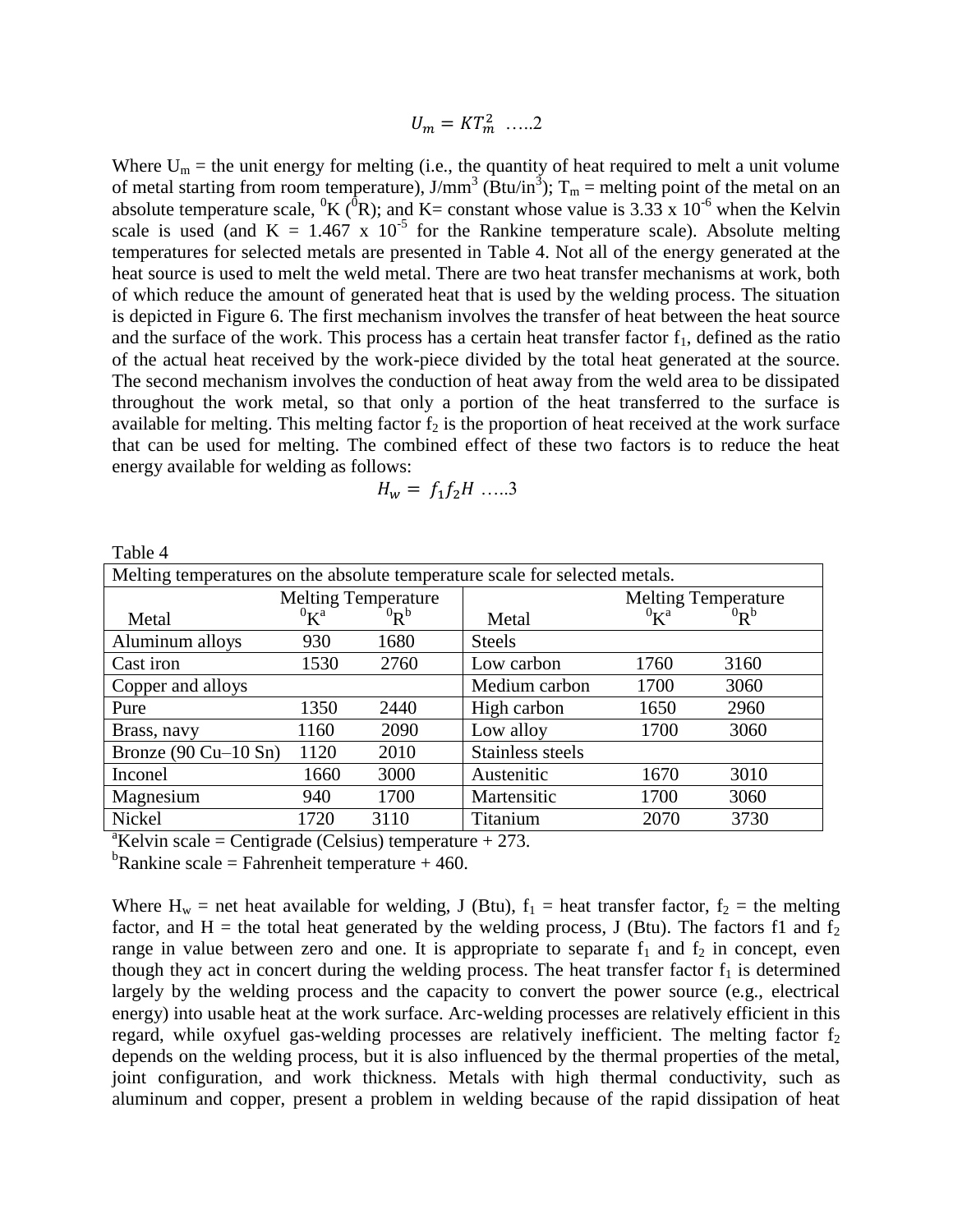$$U_m = KT_m^2 \quad .....2$$

Where $U_m$ = the unit energy for melting (i.e., the quantity of heat required to melt a unit volume of metal starting from room temperature), J/mm$^3$ (Btu/in$^3$); $T_m$ = melting point of the metal on an absolute temperature scale, $^0$K ($^0$R); and K= constant whose value is 3.33 x 10$^{-6}$ when the Kelvin scale is used (and K = 1.467 x 10$^{-5}$ for the Rankine temperature scale). Absolute melting temperatures for selected metals are presented in Table 4. Not all of the energy generated at the heat source is used to melt the weld metal. There are two heat transfer mechanisms at work, both of which reduce the amount of generated heat that is used by the welding process. The situation is depicted in Figure 6. The first mechanism involves the transfer of heat between the heat source and the surface of the work. This process has a certain heat transfer factor $f_1$, defined as the ratio of the actual heat received by the work-piece divided by the total heat generated at the source. The second mechanism involves the conduction of heat away from the weld area to be dissipated throughout the work metal, so that only a portion of the heat transferred to the surface is available for melting. This melting factor $f_2$ is the proportion of heat received at the work surface that can be used for melting. The combined effect of these two factors is to reduce the heat energy available for welding as follows:

$$H_w = f_1 f_2 H \quad .....3$$

Table 4

Melting temperatures on the absolute temperature scale for selected metals.

| Metal | Melting Temperature $^0$K[a] | Melting Temperature $^0$R[b] | Metal | Melting Temperature $^0$K[a] | Melting Temperature $^0$R[b] |
|---|---|---|---|---|---|
| Aluminum alloys | 930 | 1680 | Steels | | |
| Cast iron | 1530 | 2760 | Low carbon | 1760 | 3160 |
| Copper and alloys | | | Medium carbon | 1700 | 3060 |
| Pure | 1350 | 2440 | High carbon | 1650 | 2960 |
| Brass, navy | 1160 | 2090 | Low alloy | 1700 | 3060 |
| Bronze (90 Cu–10 Sn) | 1120 | 2010 | Stainless steels | | |
| Inconel | 1660 | 3000 | Austenitic | 1670 | 3010 |
| Magnesium | 940 | 1700 | Martensitic | 1700 | 3060 |
| Nickel | 1720 | 3110 | Titanium | 2070 | 3730 |

[a]Kelvin scale = Centigrade (Celsius) temperature + 273.

[b]Rankine scale = Fahrenheit temperature + 460.

Where $H_w$ = net heat available for welding, J (Btu), $f_1$ = heat transfer factor, $f_2$ = the melting factor, and H = the total heat generated by the welding process, J (Btu). The factors f1 and $f_2$ range in value between zero and one. It is appropriate to separate $f_1$ and $f_2$ in concept, even though they act in concert during the welding process. The heat transfer factor $f_1$ is determined largely by the welding process and the capacity to convert the power source (e.g., electrical energy) into usable heat at the work surface. Arc-welding processes are relatively efficient in this regard, while oxyfuel gas-welding processes are relatively inefficient. The melting factor $f_2$ depends on the welding process, but it is also influenced by the thermal properties of the metal, joint configuration, and work thickness. Metals with high thermal conductivity, such as aluminum and copper, present a problem in welding because of the rapid dissipation of heat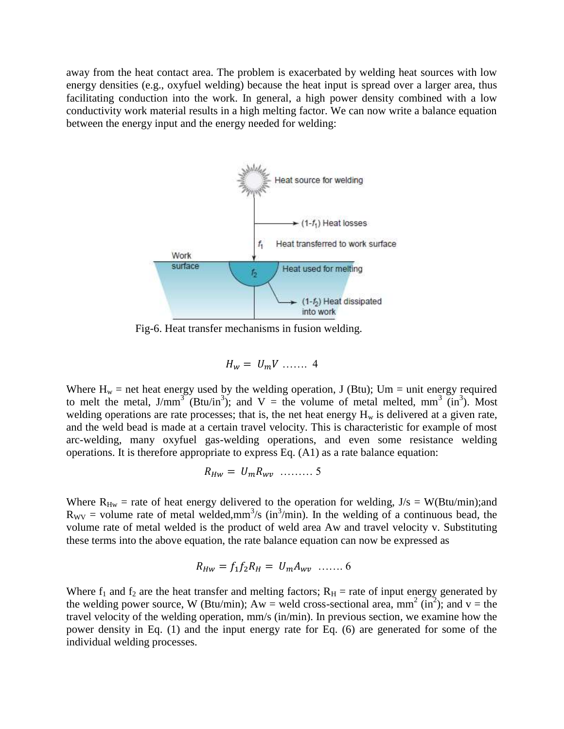away from the heat contact area. The problem is exacerbated by welding heat sources with low energy densities (e.g., oxyfuel welding) because the heat input is spread over a larger area, thus facilitating conduction into the work. In general, a high power density combined with a low conductivity work material results in a high melting factor. We can now write a balance equation between the energy input and the energy needed for welding:

Fig-6. Heat transfer mechanisms in fusion welding.

$$H_w = U_m V \;\ldots\ldots\; 4$$

Where $H_w$ = net heat energy used by the welding operation, J (Btu); Um = unit energy required to melt the metal, $J/mm^3$ ($Btu/in^3$); and V = the volume of metal melted, $mm^3$ ($in^3$). Most welding operations are rate processes; that is, the net heat energy $H_w$ is delivered at a given rate, and the weld bead is made at a certain travel velocity. This is characteristic for example of most arc-welding, many oxyfuel gas-welding operations, and even some resistance welding operations. It is therefore appropriate to express Eq. (A1) as a rate balance equation:

$$R_{Hw} = U_m R_{wv} \;\ldots\ldots\ldots\; 5$$

Where $R_{Hw}$ = rate of heat energy delivered to the operation for welding, J/s = W(Btu/min);and $R_{WV}$ = volume rate of metal welded,$mm^3/s$ ($in^3/min$). In the welding of a continuous bead, the volume rate of metal welded is the product of weld area Aw and travel velocity v. Substituting these terms into the above equation, the rate balance equation can now be expressed as

$$R_{Hw} = f_1 f_2 R_H = U_m A_{wv} \;\ldots\ldots\; 6$$

Where $f_1$ and $f_2$ are the heat transfer and melting factors; $R_H$ = rate of input energy generated by the welding power source, W (Btu/min); Aw = weld cross-sectional area, $mm^2$ ($in^2$); and v = the travel velocity of the welding operation, mm/s (in/min). In previous section, we examine how the power density in Eq. (1) and the input energy rate for Eq. (6) are generated for some of the individual welding processes.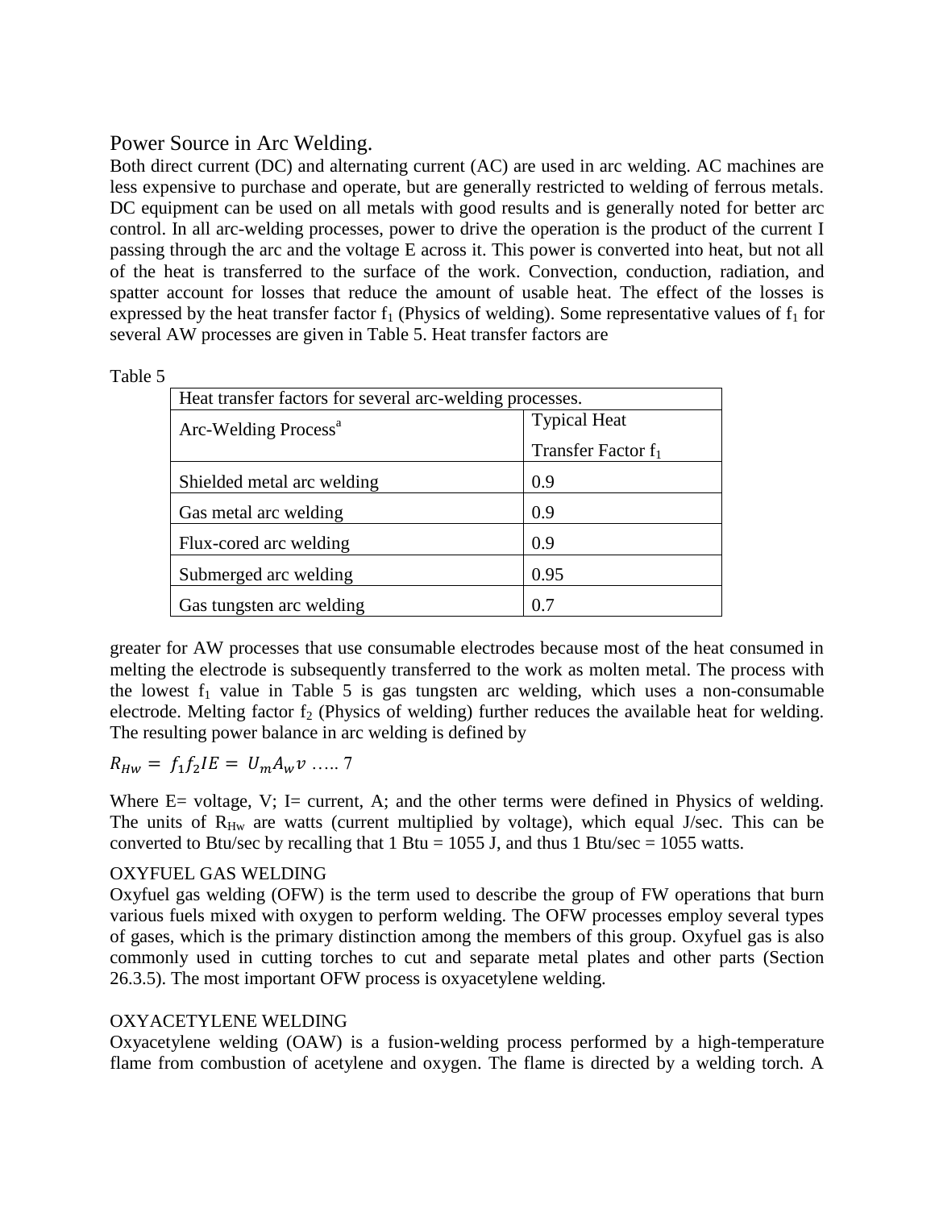## Power Source in Arc Welding.

Both direct current (DC) and alternating current (AC) are used in arc welding. AC machines are less expensive to purchase and operate, but are generally restricted to welding of ferrous metals. DC equipment can be used on all metals with good results and is generally noted for better arc control. In all arc-welding processes, power to drive the operation is the product of the current I passing through the arc and the voltage E across it. This power is converted into heat, but not all of the heat is transferred to the surface of the work. Convection, conduction, radiation, and spatter account for losses that reduce the amount of usable heat. The effect of the losses is expressed by the heat transfer factor $f_1$ (Physics of welding). Some representative values of $f_1$ for several AW processes are given in Table 5. Heat transfer factors are greater for AW processes that use consumable electrodes because most of the heat consumed in melting the electrode is subsequently transferred to the work as molten metal. The process with the lowest $f_1$ value in Table 5 is gas tungsten arc welding, which uses a non-consumable electrode. Melting factor $f_2$ (Physics of welding) further reduces the available heat for welding. The resulting power balance in arc welding is defined by

Table 5

Heat transfer factors for several arc-welding processes.

| Arc-Welding Process[a] | Typical Heat Transfer Factor $f_1$ |
|---|---|
| Shielded metal arc welding | 0.9 |
| Gas metal arc welding | 0.9 |
| Flux-cored arc welding | 0.9 |
| Submerged arc welding | 0.95 |
| Gas tungsten arc welding | 0.7 |

$$R_{Hw} = f_1 f_2 IE = U_m A_w v \quad ..... 7$$

Where E= voltage, V; I= current, A; and the other terms were defined in Physics of welding. The units of $R_{Hw}$ are watts (current multiplied by voltage), which equal J/sec. This can be converted to Btu/sec by recalling that 1 Btu = 1055 J, and thus 1 Btu/sec = 1055 watts.

### OXYFUEL GAS WELDING

Oxyfuel gas welding (OFW) is the term used to describe the group of FW operations that burn various fuels mixed with oxygen to perform welding. The OFW processes employ several types of gases, which is the primary distinction among the members of this group. Oxyfuel gas is also commonly used in cutting torches to cut and separate metal plates and other parts (Section 26.3.5). The most important OFW process is oxyacetylene welding.

### OXYACETYLENE WELDING

Oxyacetylene welding (OAW) is a fusion-welding process performed by a high-temperature flame from combustion of acetylene and oxygen. The flame is directed by a welding torch. A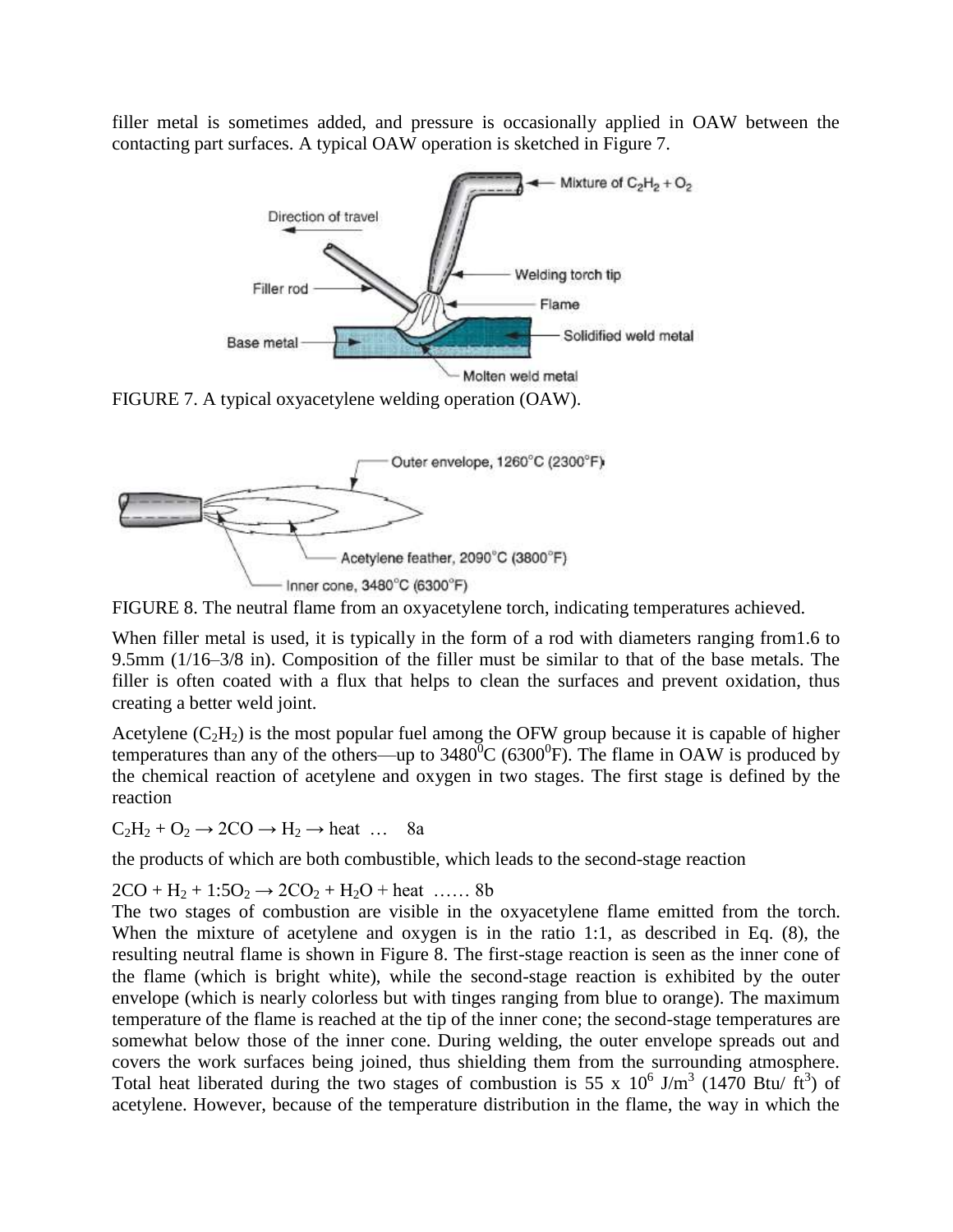filler metal is sometimes added, and pressure is occasionally applied in OAW between the contacting part surfaces. A typical OAW operation is sketched in Figure 7.

FIGURE 7. A typical oxyacetylene welding operation (OAW).

FIGURE 8. The neutral flame from an oxyacetylene torch, indicating temperatures achieved.

When filler metal is used, it is typically in the form of a rod with diameters ranging from1.6 to 9.5mm (1/16–3/8 in). Composition of the filler must be similar to that of the base metals. The filler is often coated with a flux that helps to clean the surfaces and prevent oxidation, thus creating a better weld joint.

Acetylene ($C_2H_2$) is the most popular fuel among the OFW group because it is capable of higher temperatures than any of the others—up to 3480$^0$C (6300$^0$F). The flame in OAW is produced by the chemical reaction of acetylene and oxygen in two stages. The first stage is defined by the reaction

$C_2H_2 + O_2 \rightarrow 2CO \rightarrow H_2 \rightarrow \text{heat}$ … 8a

the products of which are both combustible, which leads to the second-stage reaction

$2CO + H_2 + 1{:}5O_2 \rightarrow 2CO_2 + H_2O + \text{heat}$ …… 8b

The two stages of combustion are visible in the oxyacetylene flame emitted from the torch. When the mixture of acetylene and oxygen is in the ratio 1:1, as described in Eq. (8), the resulting neutral flame is shown in Figure 8. The first-stage reaction is seen as the inner cone of the flame (which is bright white), while the second-stage reaction is exhibited by the outer envelope (which is nearly colorless but with tinges ranging from blue to orange). The maximum temperature of the flame is reached at the tip of the inner cone; the second-stage temperatures are somewhat below those of the inner cone. During welding, the outer envelope spreads out and covers the work surfaces being joined, thus shielding them from the surrounding atmosphere. Total heat liberated during the two stages of combustion is 55 x $10^6$ J/m$^3$ (1470 Btu/ ft$^3$) of acetylene. However, because of the temperature distribution in the flame, the way in which the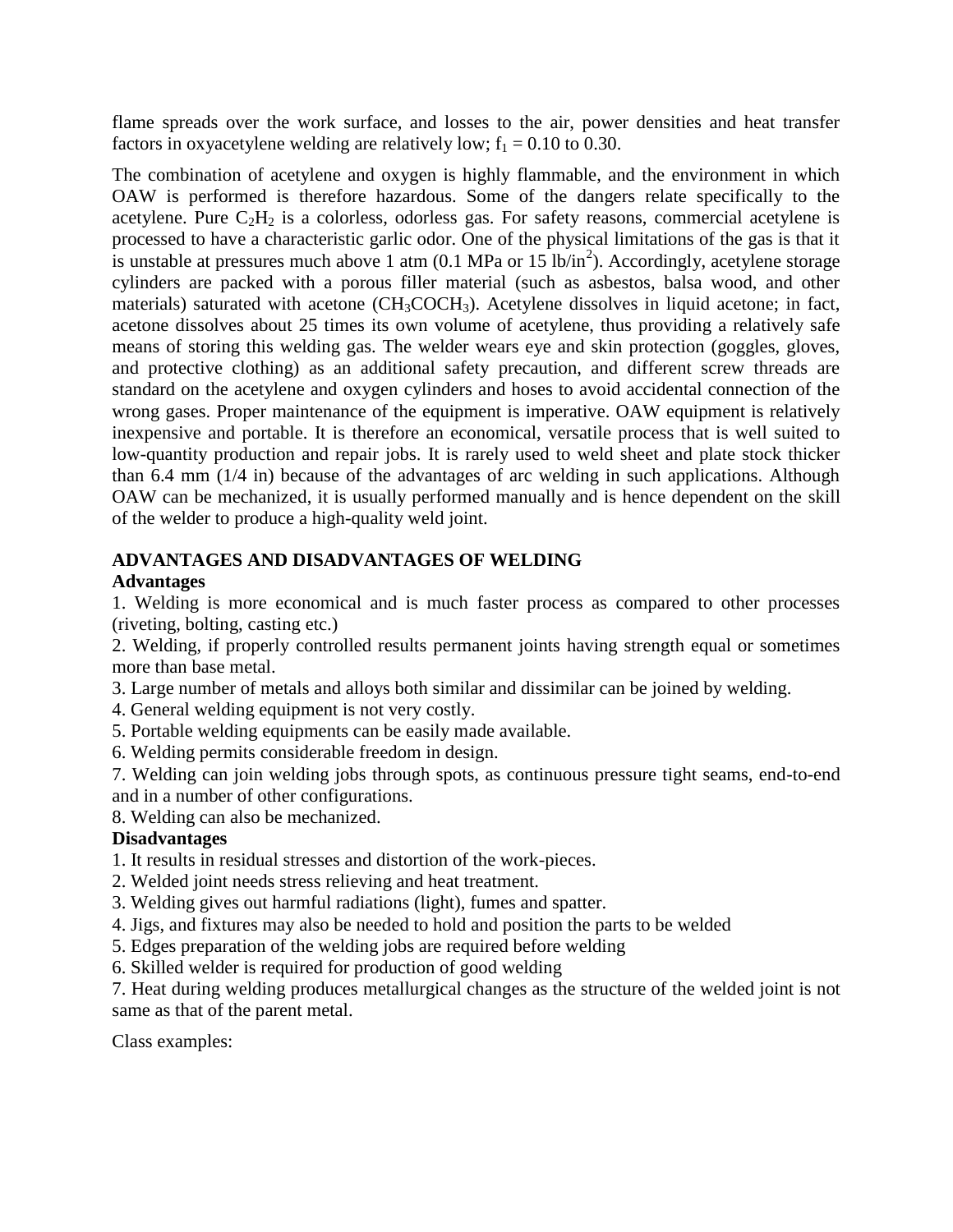flame spreads over the work surface, and losses to the air, power densities and heat transfer factors in oxyacetylene welding are relatively low; $f_1$ = 0.10 to 0.30.

The combination of acetylene and oxygen is highly flammable, and the environment in which OAW is performed is therefore hazardous. Some of the dangers relate specifically to the acetylene. Pure $C_2H_2$ is a colorless, odorless gas. For safety reasons, commercial acetylene is processed to have a characteristic garlic odor. One of the physical limitations of the gas is that it is unstable at pressures much above 1 atm (0.1 MPa or 15 lb/in$^2$). Accordingly, acetylene storage cylinders are packed with a porous filler material (such as asbestos, balsa wood, and other materials) saturated with acetone ($CH_3COCH_3$). Acetylene dissolves in liquid acetone; in fact, acetone dissolves about 25 times its own volume of acetylene, thus providing a relatively safe means of storing this welding gas. The welder wears eye and skin protection (goggles, gloves, and protective clothing) as an additional safety precaution, and different screw threads are standard on the acetylene and oxygen cylinders and hoses to avoid accidental connection of the wrong gases. Proper maintenance of the equipment is imperative. OAW equipment is relatively inexpensive and portable. It is therefore an economical, versatile process that is well suited to low-quantity production and repair jobs. It is rarely used to weld sheet and plate stock thicker than 6.4 mm (1/4 in) because of the advantages of arc welding in such applications. Although OAW can be mechanized, it is usually performed manually and is hence dependent on the skill of the welder to produce a high-quality weld joint.

## ADVANTAGES AND DISADVANTAGES OF WELDING

**Advantages**

1. Welding is more economical and is much faster process as compared to other processes (riveting, bolting, casting etc.)
2. Welding, if properly controlled results permanent joints having strength equal or sometimes more than base metal.
3. Large number of metals and alloys both similar and dissimilar can be joined by welding.
4. General welding equipment is not very costly.
5. Portable welding equipments can be easily made available.
6. Welding permits considerable freedom in design.
7. Welding can join welding jobs through spots, as continuous pressure tight seams, end-to-end and in a number of other configurations.
8. Welding can also be mechanized.

**Disadvantages**

1. It results in residual stresses and distortion of the work-pieces.
2. Welded joint needs stress relieving and heat treatment.
3. Welding gives out harmful radiations (light), fumes and spatter.
4. Jigs, and fixtures may also be needed to hold and position the parts to be welded
5. Edges preparation of the welding jobs are required before welding
6. Skilled welder is required for production of good welding
7. Heat during welding produces metallurgical changes as the structure of the welded joint is not same as that of the parent metal.

Class examples: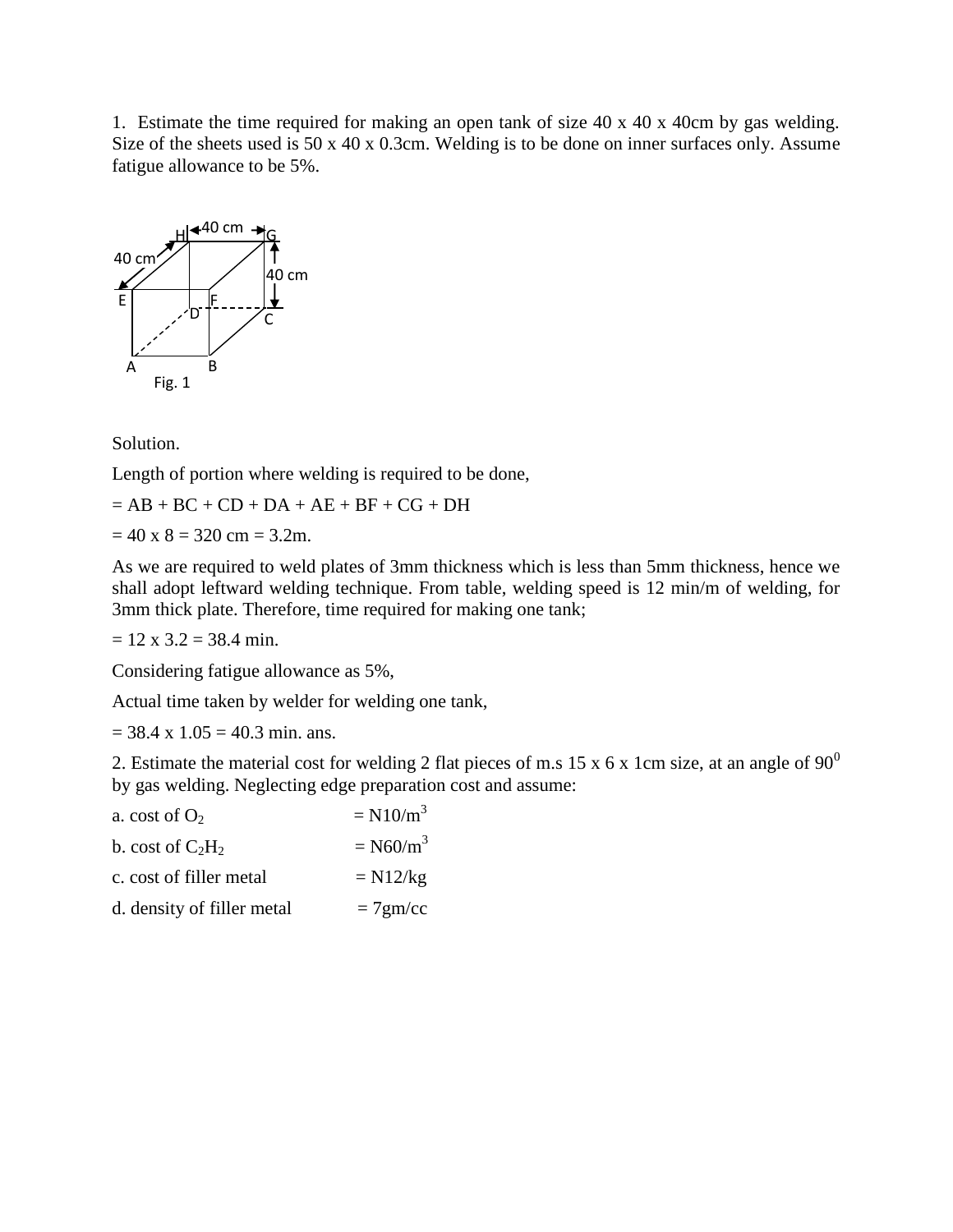1. Estimate the time required for making an open tank of size 40 x 40 x 40cm by gas welding. Size of the sheets used is 50 x 40 x 0.3cm. Welding is to be done on inner surfaces only. Assume fatigue allowance to be 5%.

Fig. 1

Solution.

Length of portion where welding is required to be done,

= AB + BC + CD + DA + AE + BF + CG + DH

= 40 x 8 = 320 cm = 3.2m.

As we are required to weld plates of 3mm thickness which is less than 5mm thickness, hence we shall adopt leftward welding technique. From table, welding speed is 12 min/m of welding, for 3mm thick plate. Therefore, time required for making one tank;

= 12 x 3.2 = 38.4 min.

Considering fatigue allowance as 5%,

Actual time taken by welder for welding one tank,

= 38.4 x 1.05 = 40.3 min. ans.

2. Estimate the material cost for welding 2 flat pieces of m.s 15 x 6 x 1cm size, at an angle of $90^0$ by gas welding. Neglecting edge preparation cost and assume:

a. cost of $O_2$ = N10/$m^3$

b. cost of $C_2H_2$ = N60/$m^3$

c. cost of filler metal = N12/kg

d. density of filler metal = 7gm/cc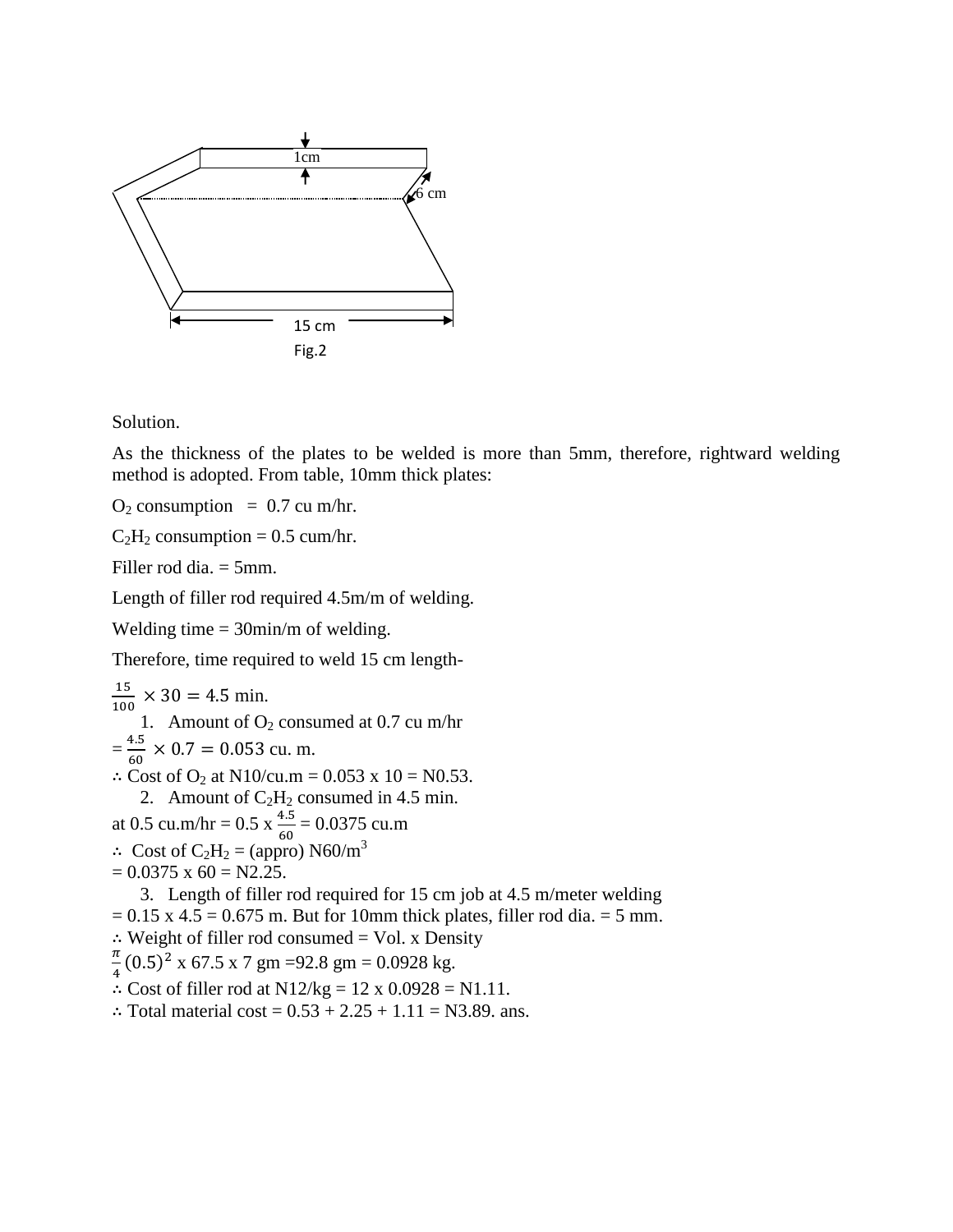1cm

6 cm

15 cm

Fig.2

Solution.

As the thickness of the plates to be welded is more than 5mm, therefore, rightward welding method is adopted. From table, 10mm thick plates:

$O_2$ consumption = 0.7 cu m/hr.

$C_2H_2$ consumption = 0.5 cum/hr.

Filler rod dia. = 5mm.

Length of filler rod required 4.5m/m of welding.

Welding time = 30min/m of welding.

Therefore, time required to weld 15 cm length-

$\frac{15}{100} \times 30 = 4.5$ min.

1. Amount of $O_2$ consumed at 0.7 cu m/hr

$= \frac{4.5}{60} \times 0.7 = 0.053$ cu. m.

∴ Cost of $O_2$ at N10/cu.m = 0.053 x 10 = N0.53.

2. Amount of $C_2H_2$ consumed in 4.5 min.

at 0.5 cu.m/hr = 0.5 x $\frac{4.5}{60}$ = 0.0375 cu.m

∴ Cost of $C_2H_2$ = (appro) N60/$m^3$

= 0.0375 x 60 = N2.25.

3. Length of filler rod required for 15 cm job at 4.5 m/meter welding

= 0.15 x 4.5 = 0.675 m. But for 10mm thick plates, filler rod dia. = 5 mm.

∴ Weight of filler rod consumed = Vol. x Density

$\frac{\pi}{4}(0.5)^2$ x 67.5 x 7 gm =92.8 gm = 0.0928 kg.

∴ Cost of filler rod at N12/kg = 12 x 0.0928 = N1.11.

∴ Total material cost = 0.53 + 2.25 + 1.11 = N3.89. ans.